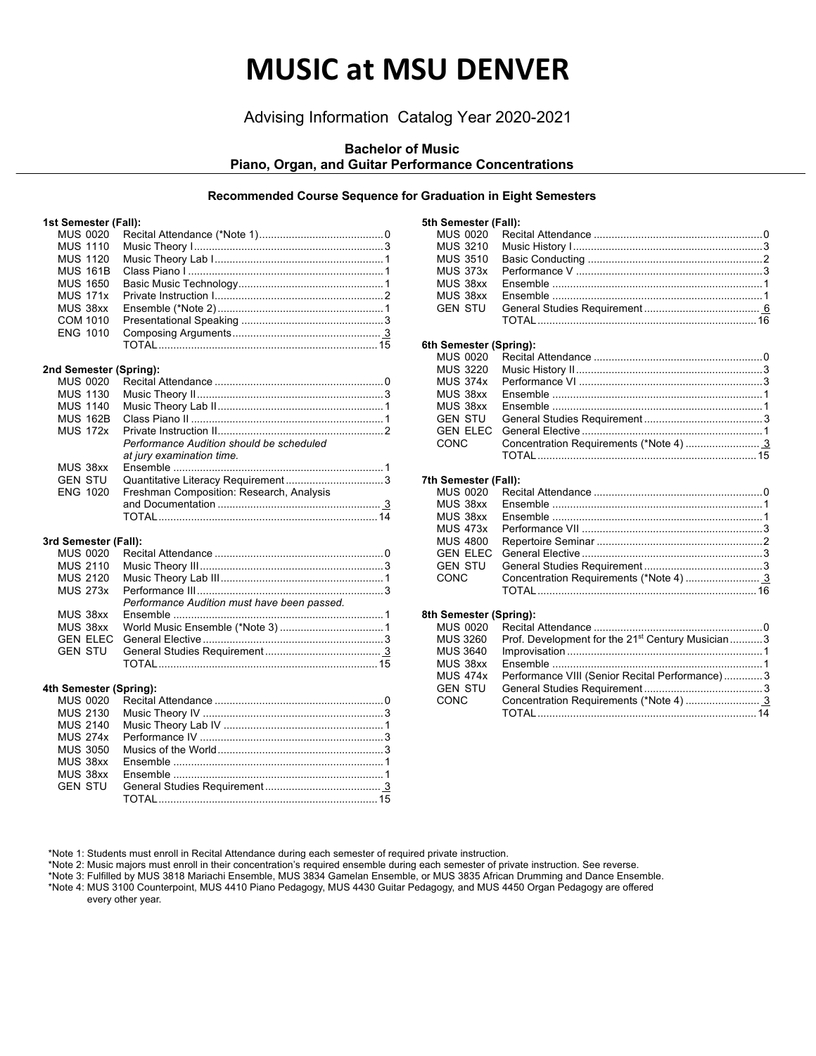# MUSIC at MSU DENVER

Advising Information Catalog Year 2020-2021

**Bachelor of Music**
**Piano, Organ, and Guitar Performance Concentrations**

**Recommended Course Sequence for Graduation in Eight Semesters**

**1st Semester (Fall):**

| Course | Title | Credits |
|---|---|---|
| MUS 0020 | Recital Attendance (*Note 1) | 0 |
| MUS 1110 | Music Theory I | 3 |
| MUS 1120 | Music Theory Lab I | 1 |
| MUS 161B | Class Piano I | 1 |
| MUS 1650 | Basic Music Technology | 1 |
| MUS 171x | Private Instruction I | 2 |
| MUS 38xx | Ensemble (*Note 2) | 1 |
| COM 1010 | Presentational Speaking | 3 |
| ENG 1010 | Composing Arguments | 3 |
| | TOTAL | 15 |

**2nd Semester (Spring):**

| Course | Title | Credits |
|---|---|---|
| MUS 0020 | Recital Attendance | 0 |
| MUS 1130 | Music Theory II | 3 |
| MUS 1140 | Music Theory Lab II | 1 |
| MUS 162B | Class Piano II | 1 |
| MUS 172x | Private Instruction II | 2 |
| | *Performance Audition should be scheduled at jury examination time.* | |
| MUS 38xx | Ensemble | 1 |
| GEN STU | Quantitative Literacy Requirement | 3 |
| ENG 1020 | Freshman Composition: Research, Analysis and Documentation | 3 |
| | TOTAL | 14 |

**3rd Semester (Fall):**

| Course | Title | Credits |
|---|---|---|
| MUS 0020 | Recital Attendance | 0 |
| MUS 2110 | Music Theory III | 3 |
| MUS 2120 | Music Theory Lab III | 1 |
| MUS 273x | Performance III | 3 |
| | *Performance Audition must have been passed.* | |
| MUS 38xx | Ensemble | 1 |
| MUS 38xx | World Music Ensemble (*Note 3) | 1 |
| GEN ELEC | General Elective | 3 |
| GEN STU | General Studies Requirement | 3 |
| | TOTAL | 15 |

**4th Semester (Spring):**

| Course | Title | Credits |
|---|---|---|
| MUS 0020 | Recital Attendance | 0 |
| MUS 2130 | Music Theory IV | 3 |
| MUS 2140 | Music Theory Lab IV | 1 |
| MUS 274x | Performance IV | 3 |
| MUS 3050 | Musics of the World | 3 |
| MUS 38xx | Ensemble | 1 |
| MUS 38xx | Ensemble | 1 |
| GEN STU | General Studies Requirement | 3 |
| | TOTAL | 15 |

**5th Semester (Fall):**

| Course | Title | Credits |
|---|---|---|
| MUS 0020 | Recital Attendance | 0 |
| MUS 3210 | Music History I | 3 |
| MUS 3510 | Basic Conducting | 2 |
| MUS 373x | Performance V | 3 |
| MUS 38xx | Ensemble | 1 |
| MUS 38xx | Ensemble | 1 |
| GEN STU | General Studies Requirement | 6 |
| | TOTAL | 16 |

**6th Semester (Spring):**

| Course | Title | Credits |
|---|---|---|
| MUS 0020 | Recital Attendance | 0 |
| MUS 3220 | Music History II | 3 |
| MUS 374x | Performance VI | 3 |
| MUS 38xx | Ensemble | 1 |
| MUS 38xx | Ensemble | 1 |
| GEN STU | General Studies Requirement | 3 |
| GEN ELEC | General Elective | 1 |
| CONC | Concentration Requirements (*Note 4) | 3 |
| | TOTAL | 15 |

**7th Semester (Fall):**

| Course | Title | Credits |
|---|---|---|
| MUS 0020 | Recital Attendance | 0 |
| MUS 38xx | Ensemble | 1 |
| MUS 38xx | Ensemble | 1 |
| MUS 473x | Performance VII | 3 |
| MUS 4800 | Repertoire Seminar | 2 |
| GEN ELEC | General Elective | 3 |
| GEN STU | General Studies Requirement | 3 |
| CONC | Concentration Requirements (*Note 4) | 3 |
| | TOTAL | 16 |

**8th Semester (Spring):**

| Course | Title | Credits |
|---|---|---|
| MUS 0020 | Recital Attendance | 0 |
| MUS 3260 | Prof. Development for the 21st Century Musician | 3 |
| MUS 3640 | Improvisation | 1 |
| MUS 38xx | Ensemble | 1 |
| MUS 474x | Performance VIII (Senior Recital Performance) | 3 |
| GEN STU | General Studies Requirement | 3 |
| CONC | Concentration Requirements (*Note 4) | 3 |
| | TOTAL | 14 |

*Note 1: Students must enroll in Recital Attendance during each semester of required private instruction.
*Note 2: Music majors must enroll in their concentration's required ensemble during each semester of private instruction. See reverse.
*Note 3: Fulfilled by MUS 3818 Mariachi Ensemble, MUS 3834 Gamelan Ensemble, or MUS 3835 African Drumming and Dance Ensemble.
*Note 4: MUS 3100 Counterpoint, MUS 4410 Piano Pedagogy, MUS 4430 Guitar Pedagogy, and MUS 4450 Organ Pedagogy are offered every other year.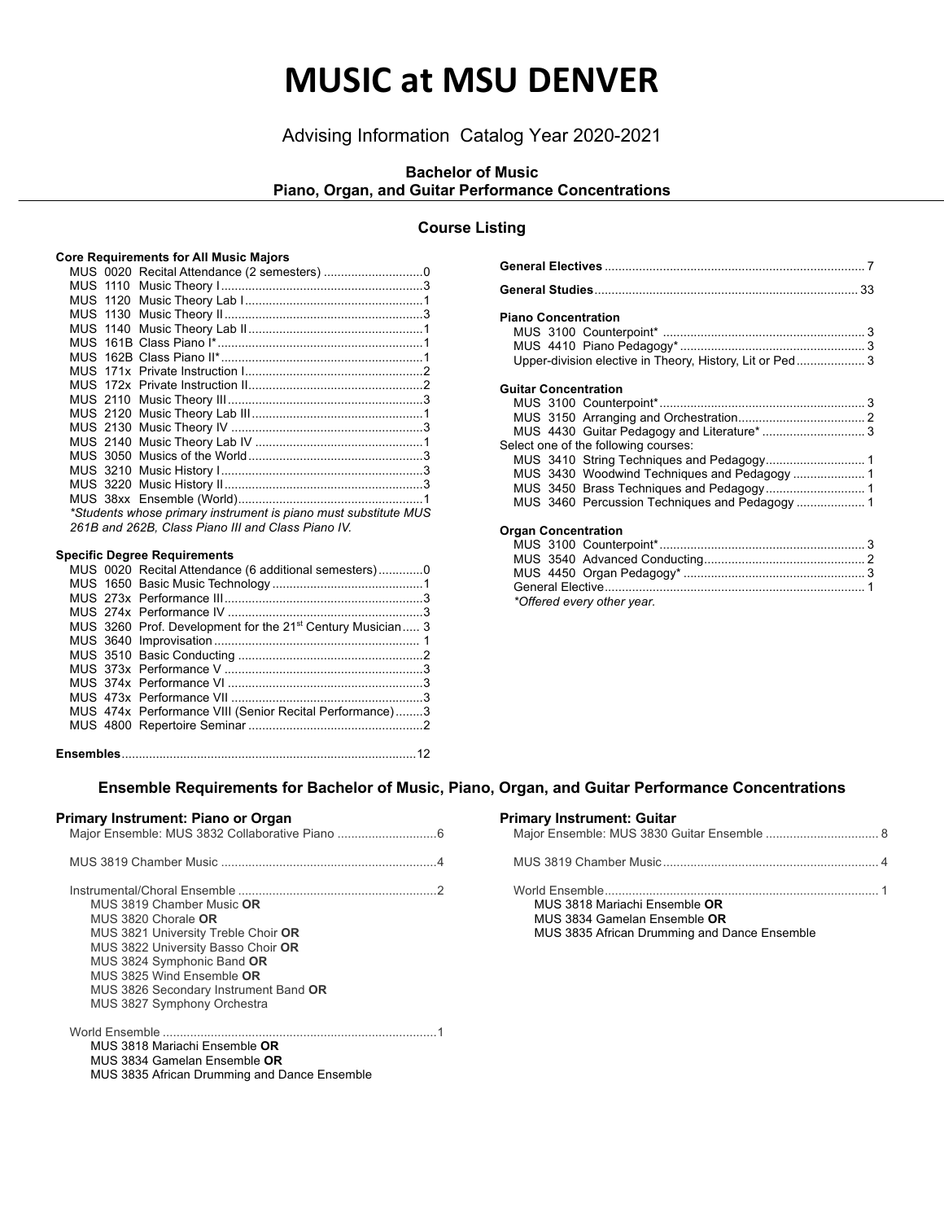# MUSIC at MSU DENVER

Advising Information Catalog Year 2020-2021

**Bachelor of Music**
**Piano, Organ, and Guitar Performance Concentrations**

## Course Listing

**Core Requirements for All Music Majors**

| | | | |
|---|---|---|---|
| MUS | 0020 | Recital Attendance (2 semesters) | 0 |
| MUS | 1110 | Music Theory I | 3 |
| MUS | 1120 | Music Theory Lab I | 1 |
| MUS | 1130 | Music Theory II | 3 |
| MUS | 1140 | Music Theory Lab II | 1 |
| MUS | 161B | Class Piano I* | 1 |
| MUS | 162B | Class Piano II* | 1 |
| MUS | 171x | Private Instruction I | 2 |
| MUS | 172x | Private Instruction II | 2 |
| MUS | 2110 | Music Theory III | 3 |
| MUS | 2120 | Music Theory Lab III | 1 |
| MUS | 2130 | Music Theory IV | 3 |
| MUS | 2140 | Music Theory Lab IV | 1 |
| MUS | 3050 | Musics of the World | 3 |
| MUS | 3210 | Music History I | 3 |
| MUS | 3220 | Music History II | 3 |
| MUS | 38xx | Ensemble (World) | 1 |

*\*Students whose primary instrument is piano must substitute MUS 261B and 262B, Class Piano III and Class Piano IV.*

**Specific Degree Requirements**

| | | | |
|---|---|---|---|
| MUS | 0020 | Recital Attendance (6 additional semesters) | 0 |
| MUS | 1650 | Basic Music Technology | 1 |
| MUS | 273x | Performance III | 3 |
| MUS | 274x | Performance IV | 3 |
| MUS | 3260 | Prof. Development for the 21st Century Musician | 3 |
| MUS | 3640 | Improvisation | 1 |
| MUS | 3510 | Basic Conducting | 2 |
| MUS | 373x | Performance V | 3 |
| MUS | 374x | Performance VI | 3 |
| MUS | 473x | Performance VII | 3 |
| MUS | 474x | Performance VIII (Senior Recital Performance) | 3 |
| MUS | 4800 | Repertoire Seminar | 2 |

**Ensembles** .......... 12

**General Electives** .......... 7

**General Studies** .......... 33

**Piano Concentration**

| | | | |
|---|---|---|---|
| MUS | 3100 | Counterpoint* | 3 |
| MUS | 4410 | Piano Pedagogy* | 3 |
| | | Upper-division elective in Theory, History, Lit or Ped | 3 |

**Guitar Concentration**

| | | | |
|---|---|---|---|
| MUS | 3100 | Counterpoint* | 3 |
| MUS | 3150 | Arranging and Orchestration | 2 |
| MUS | 4430 | Guitar Pedagogy and Literature* | 3 |

Select one of the following courses:

| | | | |
|---|---|---|---|
| MUS | 3410 | String Techniques and Pedagogy | 1 |
| MUS | 3430 | Woodwind Techniques and Pedagogy | 1 |
| MUS | 3450 | Brass Techniques and Pedagogy | 1 |
| MUS | 3460 | Percussion Techniques and Pedagogy | 1 |

**Organ Concentration**

| | | | |
|---|---|---|---|
| MUS | 3100 | Counterpoint* | 3 |
| MUS | 3540 | Advanced Conducting | 2 |
| MUS | 4450 | Organ Pedagogy* | 3 |
| | | General Elective | 1 |

*\*Offered every other year.*

## Ensemble Requirements for Bachelor of Music, Piano, Organ, and Guitar Performance Concentrations

### Primary Instrument: Piano or Organ

Major Ensemble: MUS 3832 Collaborative Piano .......... 6

MUS 3819 Chamber Music .......... 4

Instrumental/Choral Ensemble .......... 2

- MUS 3819 Chamber Music **OR**
- MUS 3820 Chorale **OR**
- MUS 3821 University Treble Choir **OR**
- MUS 3822 University Basso Choir **OR**
- MUS 3824 Symphonic Band **OR**
- MUS 3825 Wind Ensemble **OR**
- MUS 3826 Secondary Instrument Band **OR**
- MUS 3827 Symphony Orchestra

World Ensemble .......... 1

- MUS 3818 Mariachi Ensemble **OR**
- MUS 3834 Gamelan Ensemble **OR**
- MUS 3835 African Drumming and Dance Ensemble

### Primary Instrument: Guitar

Major Ensemble: MUS 3830 Guitar Ensemble .......... 8

MUS 3819 Chamber Music .......... 4

World Ensemble .......... 1

- MUS 3818 Mariachi Ensemble **OR**
- MUS 3834 Gamelan Ensemble **OR**
- MUS 3835 African Drumming and Dance Ensemble